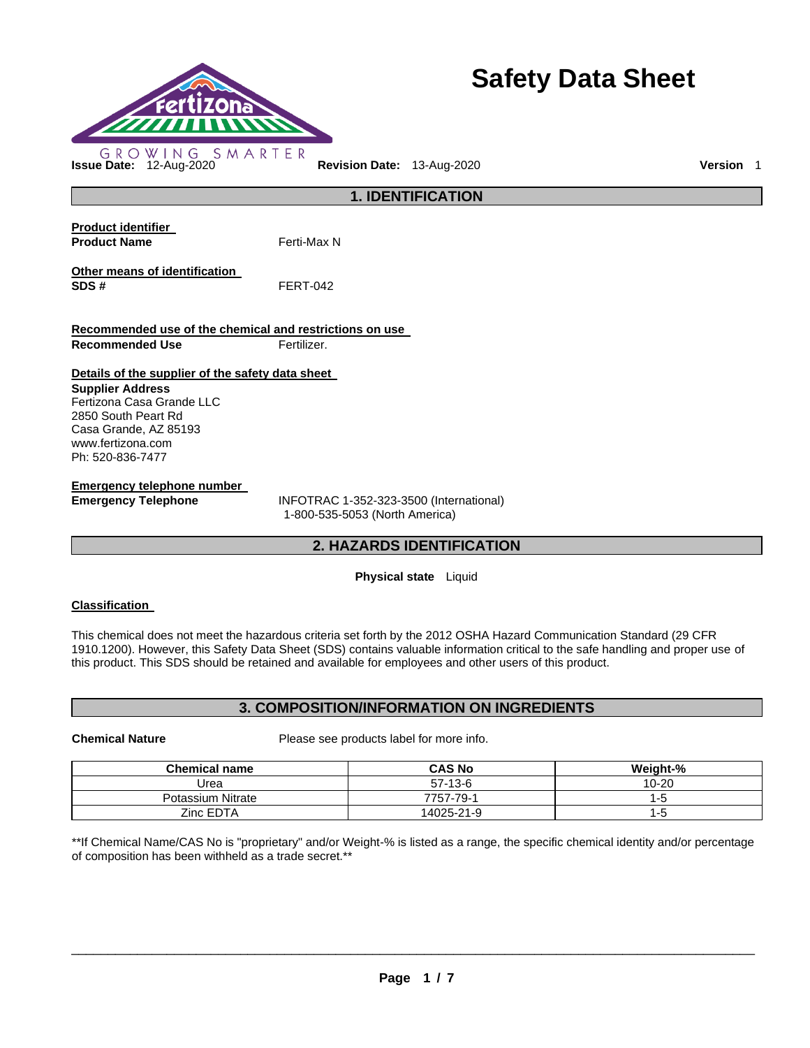# Safety Data Sheet

GROWING SMARTER

**Issue Date:** 12-Aug-2020 **Revision Date:** 13-Aug-2020 **Version** 1

## 1. IDENTIFICATION

**Product identifier**

**Product Name** Ferti-Max N

**Other means of identification**

**SDS #** FERT-042

**Recommended use of the chemical and restrictions on use**

**Recommended Use** Fertilizer.

**Details of the supplier of the safety data sheet**

**Supplier Address**
Fertizona Casa Grande LLC
2850 South Peart Rd
Casa Grande, AZ 85193
www.fertizona.com
Ph: 520-836-7477

**Emergency telephone number**

**Emergency Telephone** INFOTRAC 1-352-323-3500 (International)
1-800-535-5053 (North America)

## 2. HAZARDS IDENTIFICATION

**Physical state** Liquid

**Classification**

This chemical does not meet the hazardous criteria set forth by the 2012 OSHA Hazard Communication Standard (29 CFR 1910.1200). However, this Safety Data Sheet (SDS) contains valuable information critical to the safe handling and proper use of this product. This SDS should be retained and available for employees and other users of this product.

## 3. COMPOSITION/INFORMATION ON INGREDIENTS

**Chemical Nature** Please see products label for more info.

| Chemical name | CAS No | Weight-% |
|---|---|---|
| Urea | 57-13-6 | 10-20 |
| Potassium Nitrate | 7757-79-1 | 1-5 |
| Zinc EDTA | 14025-21-9 | 1-5 |

**If Chemical Name/CAS No is "proprietary" and/or Weight-% is listed as a range, the specific chemical identity and/or percentage of composition has been withheld as a trade secret.**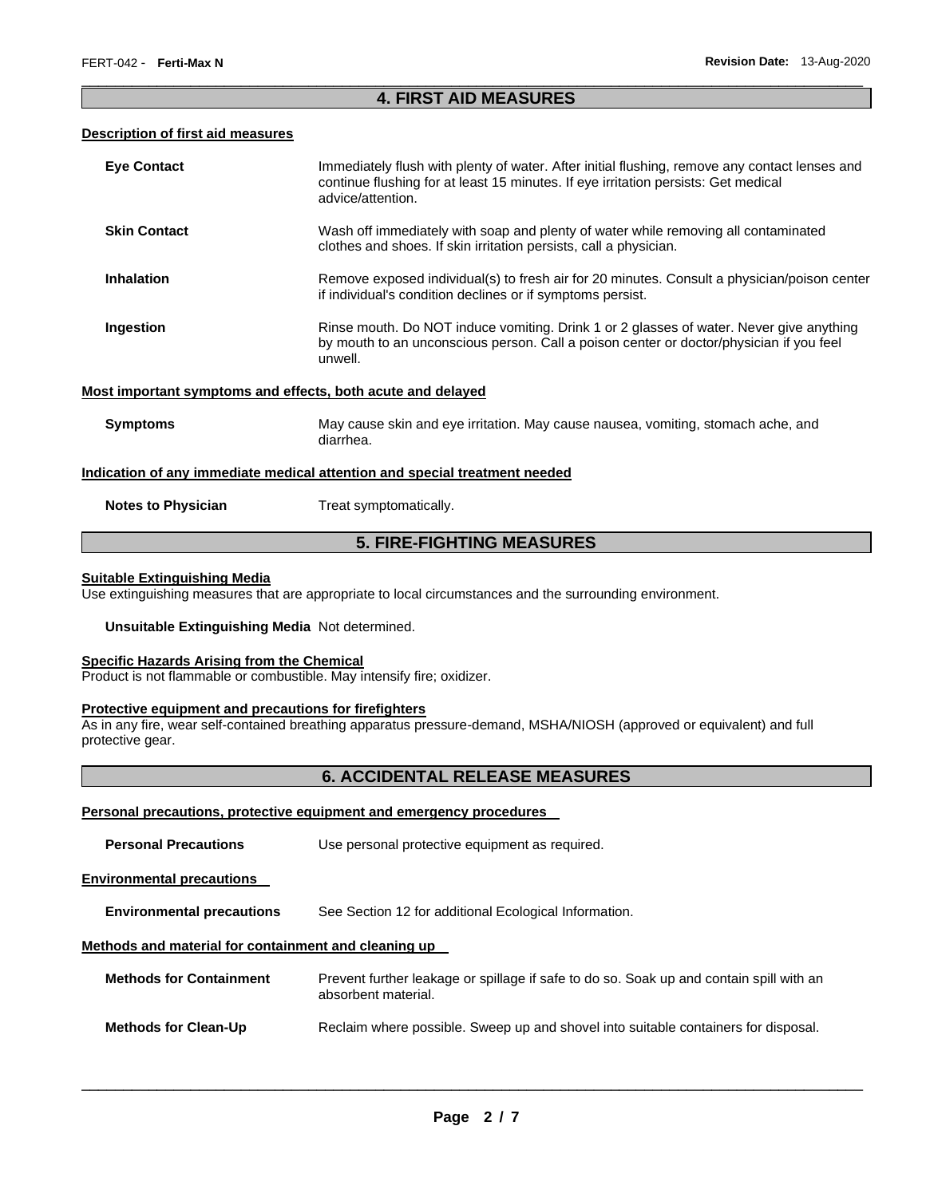## 4. FIRST AID MEASURES

### Description of first aid measures

**Eye Contact** — Immediately flush with plenty of water. After initial flushing, remove any contact lenses and continue flushing for at least 15 minutes. If eye irritation persists: Get medical advice/attention.

**Skin Contact** — Wash off immediately with soap and plenty of water while removing all contaminated clothes and shoes. If skin irritation persists, call a physician.

**Inhalation** — Remove exposed individual(s) to fresh air for 20 minutes. Consult a physician/poison center if individual's condition declines or if symptoms persist.

**Ingestion** — Rinse mouth. Do NOT induce vomiting. Drink 1 or 2 glasses of water. Never give anything by mouth to an unconscious person. Call a poison center or doctor/physician if you feel unwell.

### Most important symptoms and effects, both acute and delayed

**Symptoms** — May cause skin and eye irritation. May cause nausea, vomiting, stomach ache, and diarrhea.

### Indication of any immediate medical attention and special treatment needed

**Notes to Physician** — Treat symptomatically.

## 5. FIRE-FIGHTING MEASURES

### Suitable Extinguishing Media

Use extinguishing measures that are appropriate to local circumstances and the surrounding environment.

**Unsuitable Extinguishing Media** Not determined.

### Specific Hazards Arising from the Chemical

Product is not flammable or combustible. May intensify fire; oxidizer.

### Protective equipment and precautions for firefighters

As in any fire, wear self-contained breathing apparatus pressure-demand, MSHA/NIOSH (approved or equivalent) and full protective gear.

## 6. ACCIDENTAL RELEASE MEASURES

### Personal precautions, protective equipment and emergency procedures

**Personal Precautions** — Use personal protective equipment as required.

### Environmental precautions

**Environmental precautions** — See Section 12 for additional Ecological Information.

### Methods and material for containment and cleaning up

**Methods for Containment** — Prevent further leakage or spillage if safe to do so. Soak up and contain spill with an absorbent material.

**Methods for Clean-Up** — Reclaim where possible. Sweep up and shovel into suitable containers for disposal.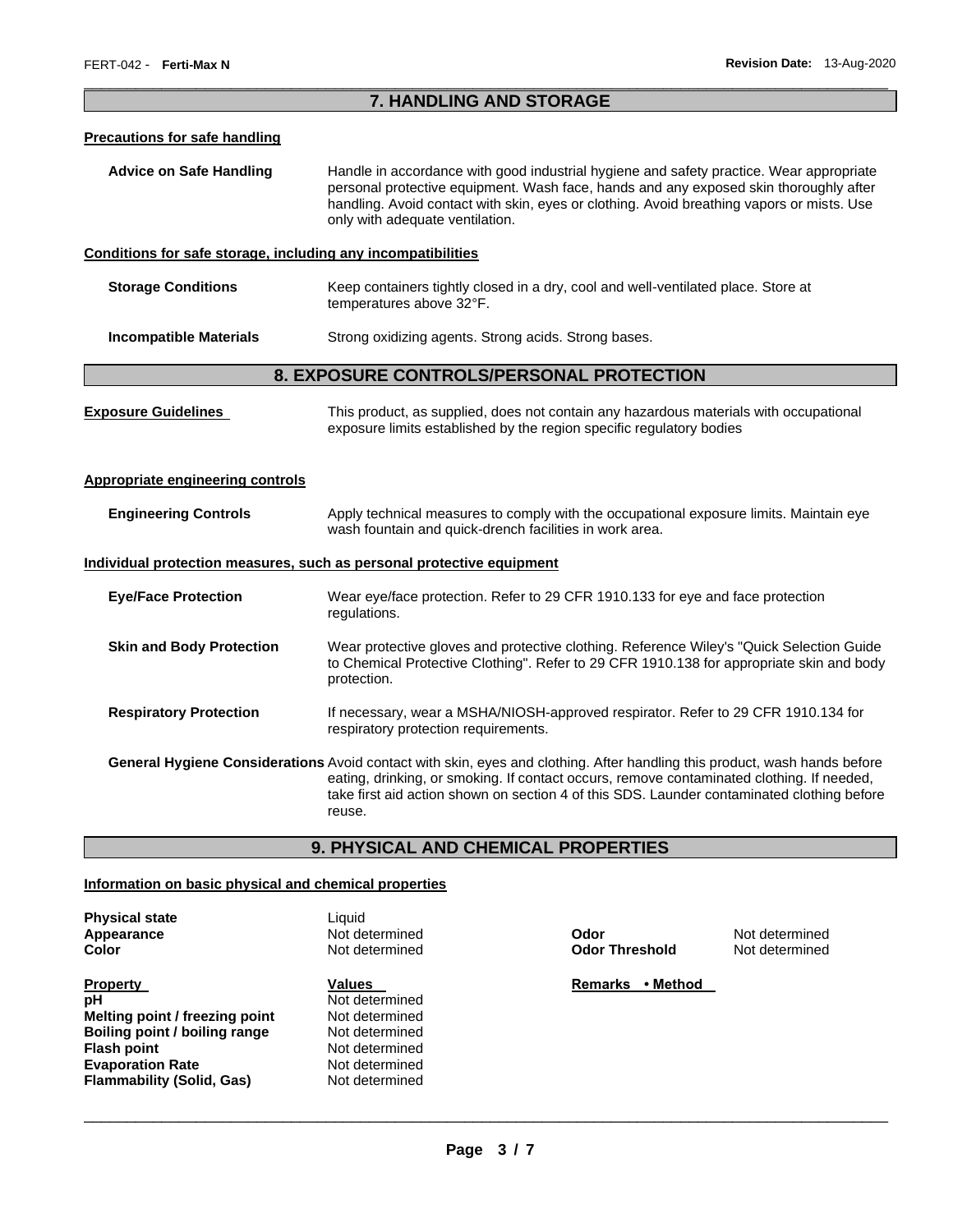## 7. HANDLING AND STORAGE

### Precautions for safe handling

**Advice on Safe Handling** Handle in accordance with good industrial hygiene and safety practice. Wear appropriate personal protective equipment. Wash face, hands and any exposed skin thoroughly after handling. Avoid contact with skin, eyes or clothing. Avoid breathing vapors or mists. Use only with adequate ventilation.

### Conditions for safe storage, including any incompatibilities

**Storage Conditions** Keep containers tightly closed in a dry, cool and well-ventilated place. Store at temperatures above 32°F.

**Incompatible Materials** Strong oxidizing agents. Strong acids. Strong bases.

## 8. EXPOSURE CONTROLS/PERSONAL PROTECTION

**Exposure Guidelines** This product, as supplied, does not contain any hazardous materials with occupational exposure limits established by the region specific regulatory bodies

### Appropriate engineering controls

**Engineering Controls** Apply technical measures to comply with the occupational exposure limits. Maintain eye wash fountain and quick-drench facilities in work area.

### Individual protection measures, such as personal protective equipment

**Eye/Face Protection** Wear eye/face protection. Refer to 29 CFR 1910.133 for eye and face protection regulations.

**Skin and Body Protection** Wear protective gloves and protective clothing. Reference Wiley's "Quick Selection Guide to Chemical Protective Clothing". Refer to 29 CFR 1910.138 for appropriate skin and body protection.

**Respiratory Protection** If necessary, wear a MSHA/NIOSH-approved respirator. Refer to 29 CFR 1910.134 for respiratory protection requirements.

**General Hygiene Considerations** Avoid contact with skin, eyes and clothing. After handling this product, wash hands before eating, drinking, or smoking. If contact occurs, remove contaminated clothing. If needed, take first aid action shown on section 4 of this SDS. Launder contaminated clothing before reuse.

## 9. PHYSICAL AND CHEMICAL PROPERTIES

### Information on basic physical and chemical properties

| | | | |
|---|---|---|---|
| **Physical state** | Liquid | | |
| **Appearance** | Not determined | **Odor** | Not determined |
| **Color** | Not determined | **Odor Threshold** | Not determined |

| Property | Values | Remarks • Method |
|---|---|---|
| **pH** | Not determined | |
| **Melting point / freezing point** | Not determined | |
| **Boiling point / boiling range** | Not determined | |
| **Flash point** | Not determined | |
| **Evaporation Rate** | Not determined | |
| **Flammability (Solid, Gas)** | Not determined | |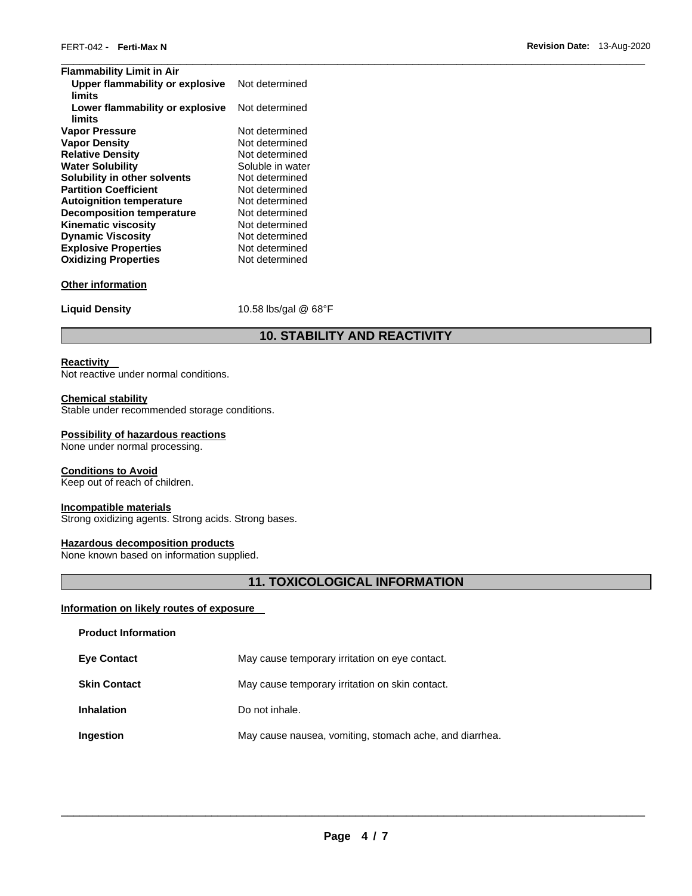| Property | Value |
|---|---|
| **Flammability Limit in Air** | |
| **Upper flammability or explosive limits** | Not determined |
| **Lower flammability or explosive limits** | Not determined |
| **Vapor Pressure** | Not determined |
| **Vapor Density** | Not determined |
| **Relative Density** | Not determined |
| **Water Solubility** | Soluble in water |
| **Solubility in other solvents** | Not determined |
| **Partition Coefficient** | Not determined |
| **Autoignition temperature** | Not determined |
| **Decomposition temperature** | Not determined |
| **Kinematic viscosity** | Not determined |
| **Dynamic Viscosity** | Not determined |
| **Explosive Properties** | Not determined |
| **Oxidizing Properties** | Not determined |

**Other information**

**Liquid Density** 10.58 lbs/gal @ 68°F

## 10. STABILITY AND REACTIVITY

**Reactivity**
Not reactive under normal conditions.

**Chemical stability**
Stable under recommended storage conditions.

**Possibility of hazardous reactions**
None under normal processing.

**Conditions to Avoid**
Keep out of reach of children.

**Incompatible materials**
Strong oxidizing agents. Strong acids. Strong bases.

**Hazardous decomposition products**
None known based on information supplied.

## 11. TOXICOLOGICAL INFORMATION

**Information on likely routes of exposure**

**Product Information**

| Route | Effect |
|---|---|
| **Eye Contact** | May cause temporary irritation on eye contact. |
| **Skin Contact** | May cause temporary irritation on skin contact. |
| **Inhalation** | Do not inhale. |
| **Ingestion** | May cause nausea, vomiting, stomach ache, and diarrhea. |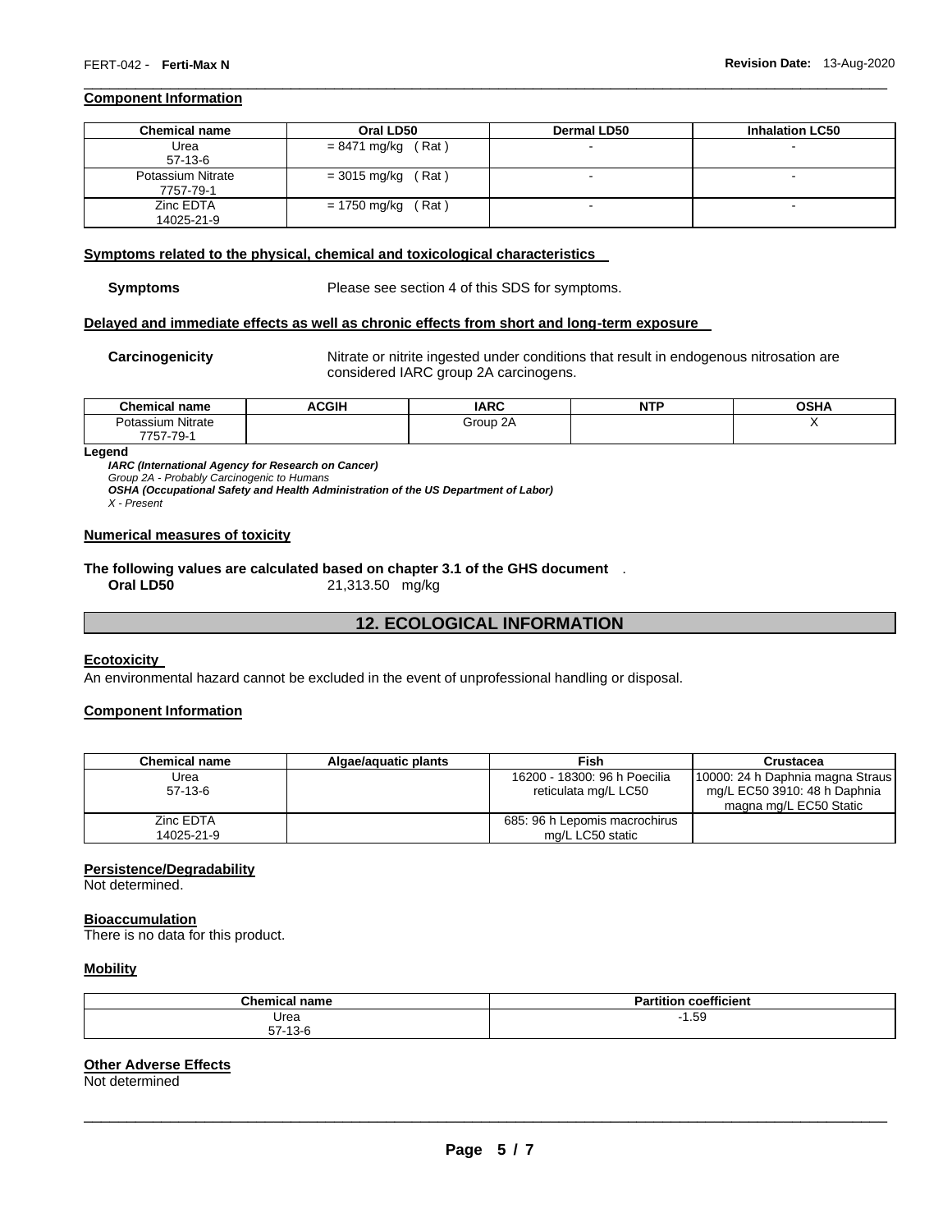### Component Information

| Chemical name | Oral LD50 | Dermal LD50 | Inhalation LC50 |
|---|---|---|---|
| Urea 57-13-6 | = 8471 mg/kg ( Rat ) | - | - |
| Potassium Nitrate 7757-79-1 | = 3015 mg/kg ( Rat ) | - | - |
| Zinc EDTA 14025-21-9 | = 1750 mg/kg ( Rat ) | - | - |

### Symptoms related to the physical, chemical and toxicological characteristics

**Symptoms** Please see section 4 of this SDS for symptoms.

### Delayed and immediate effects as well as chronic effects from short and long-term exposure

**Carcinogenicity** Nitrate or nitrite ingested under conditions that result in endogenous nitrosation are considered IARC group 2A carcinogens.

| Chemical name | ACGIH | IARC | NTP | OSHA |
|---|---|---|---|---|
| Potassium Nitrate 7757-79-1 | | Group 2A | | X |

**Legend**

*IARC (International Agency for Research on Cancer)*
*Group 2A - Probably Carcinogenic to Humans*
*OSHA (Occupational Safety and Health Administration of the US Department of Labor)*
*X - Present*

### Numerical measures of toxicity

**The following values are calculated based on chapter 3.1 of the GHS document** .

**Oral LD50** 21,313.50 mg/kg

## 12. ECOLOGICAL INFORMATION

### Ecotoxicity

An environmental hazard cannot be excluded in the event of unprofessional handling or disposal.

### Component Information

| Chemical name | Algae/aquatic plants | Fish | Crustacea |
|---|---|---|---|
| Urea 57-13-6 | | 16200 - 18300: 96 h Poecilia reticulata mg/L LC50 | 10000: 24 h Daphnia magna Straus mg/L EC50 3910: 48 h Daphnia magna mg/L EC50 Static |
| Zinc EDTA 14025-21-9 | | 685: 96 h Lepomis macrochirus mg/L LC50 static | |

### Persistence/Degradability

Not determined.

### Bioaccumulation

There is no data for this product.

### Mobility

| Chemical name | Partition coefficient |
|---|---|
| Urea 57-13-6 | -1.59 |

### Other Adverse Effects

Not determined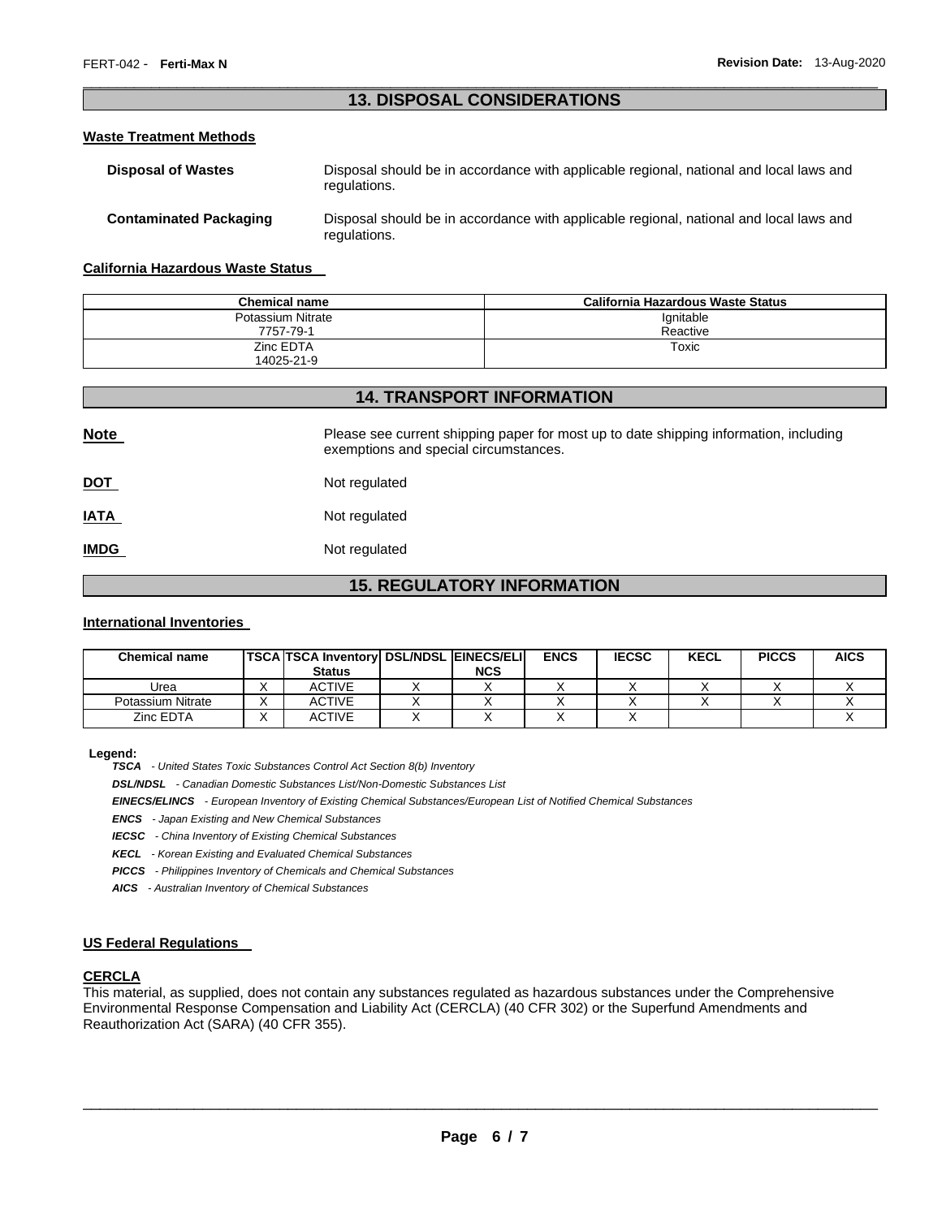## 13. DISPOSAL CONSIDERATIONS

### Waste Treatment Methods

**Disposal of Wastes** Disposal should be in accordance with applicable regional, national and local laws and regulations.

**Contaminated Packaging** Disposal should be in accordance with applicable regional, national and local laws and regulations.

### California Hazardous Waste Status

| Chemical name | California Hazardous Waste Status |
|---|---|
| Potassium Nitrate 7757-79-1 | Ignitable Reactive |
| Zinc EDTA 14025-21-9 | Toxic |

## 14. TRANSPORT INFORMATION

**Note** Please see current shipping paper for most up to date shipping information, including exemptions and special circumstances.

**DOT** Not regulated

**IATA** Not regulated

**IMDG** Not regulated

## 15. REGULATORY INFORMATION

### International Inventories

| Chemical name | TSCA | TSCA Inventory Status | DSL/NDSL | EINECS/ELINCS | ENCS | IECSC | KECL | PICCS | AICS |
|---|---|---|---|---|---|---|---|---|---|
| Urea | X | ACTIVE | X | X | X | X | X | X | X |
| Potassium Nitrate | X | ACTIVE | X | X | X | X | X | X | X |
| Zinc EDTA | X | ACTIVE | X | X | X | X | | | X |

**Legend:**

***TSCA*** *- United States Toxic Substances Control Act Section 8(b) Inventory*

***DSL/NDSL*** *- Canadian Domestic Substances List/Non-Domestic Substances List*

***EINECS/ELINCS*** *- European Inventory of Existing Chemical Substances/European List of Notified Chemical Substances*

***ENCS*** *- Japan Existing and New Chemical Substances*

***IECSC*** *- China Inventory of Existing Chemical Substances*

***KECL*** *- Korean Existing and Evaluated Chemical Substances*

***PICCS*** *- Philippines Inventory of Chemicals and Chemical Substances*

***AICS*** *- Australian Inventory of Chemical Substances*

### US Federal Regulations

**CERCLA**

This material, as supplied, does not contain any substances regulated as hazardous substances under the Comprehensive Environmental Response Compensation and Liability Act (CERCLA) (40 CFR 302) or the Superfund Amendments and Reauthorization Act (SARA) (40 CFR 355).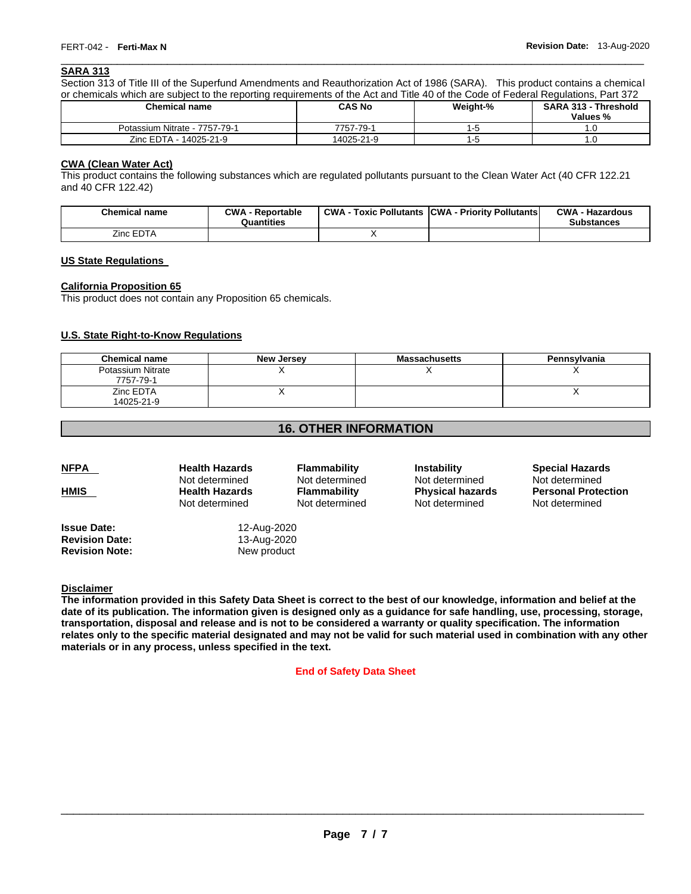### SARA 313

Section 313 of Title III of the Superfund Amendments and Reauthorization Act of 1986 (SARA). This product contains a chemical or chemicals which are subject to the reporting requirements of the Act and Title 40 of the Code of Federal Regulations, Part 372

| Chemical name | CAS No | Weight-% | SARA 313 - Threshold Values % |
|---|---|---|---|
| Potassium Nitrate - 7757-79-1 | 7757-79-1 | 1-5 | 1.0 |
| Zinc EDTA - 14025-21-9 | 14025-21-9 | 1-5 | 1.0 |

### CWA (Clean Water Act)

This product contains the following substances which are regulated pollutants pursuant to the Clean Water Act (40 CFR 122.21 and 40 CFR 122.42)

| Chemical name | CWA - Reportable Quantities | CWA - Toxic Pollutants | CWA - Priority Pollutants | CWA - Hazardous Substances |
|---|---|---|---|---|
| Zinc EDTA | | X | | |

### US State Regulations

### California Proposition 65

This product does not contain any Proposition 65 chemicals.

### U.S. State Right-to-Know Regulations

| Chemical name | New Jersey | Massachusetts | Pennsylvania |
|---|---|---|---|
| Potassium Nitrate 7757-79-1 | X | X | X |
| Zinc EDTA 14025-21-9 | X | | X |

## 16. OTHER INFORMATION

| | | | | |
|---|---|---|---|---|
| **NFPA** | **Health Hazards** Not determined | **Flammability** Not determined | **Instability** Not determined | **Special Hazards** Not determined |
| **HMIS** | **Health Hazards** Not determined | **Flammability** Not determined | **Physical hazards** Not determined | **Personal Protection** Not determined |

**Issue Date:** 12-Aug-2020
**Revision Date:** 13-Aug-2020
**Revision Note:** New product

### Disclaimer

**The information provided in this Safety Data Sheet is correct to the best of our knowledge, information and belief at the date of its publication. The information given is designed only as a guidance for safe handling, use, processing, storage, transportation, disposal and release and is not to be considered a warranty or quality specification. The information relates only to the specific material designated and may not be valid for such material used in combination with any other materials or in any process, unless specified in the text.**

**End of Safety Data Sheet**